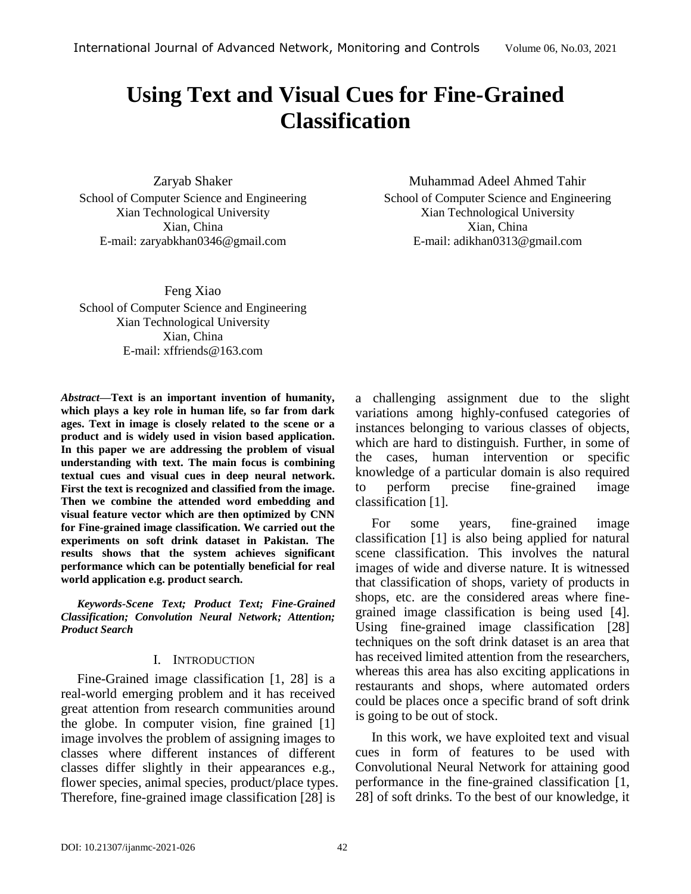# Using Text and Visual Cues for Fine-Grained Classification

Zaryab Shaker
School of Computer Science and Engineering
Xian Technological University
Xian, China
E-mail: zaryabkhan0346@gmail.com

Muhammad Adeel Ahmed Tahir
School of Computer Science and Engineering
Xian Technological University
Xian, China
E-mail: adikhan0313@gmail.com

Feng Xiao
School of Computer Science and Engineering
Xian Technological University
Xian, China
E-mail: xffriends@163.com

***Abstract*—Text is an important invention of humanity, which plays a key role in human life, so far from dark ages. Text in image is closely related to the scene or a product and is widely used in vision based application. In this paper we are addressing the problem of visual understanding with text. The main focus is combining textual cues and visual cues in deep neural network. First the text is recognized and classified from the image. Then we combine the attended word embedding and visual feature vector which are then optimized by CNN for Fine-grained image classification. We carried out the experiments on soft drink dataset in Pakistan. The results shows that the system achieves significant performance which can be potentially beneficial for real world application e.g. product search.**

***Keywords-Scene Text; Product Text; Fine-Grained Classification; Convolution Neural Network; Attention; Product Search***

## I. Introduction

Fine-Grained image classification [1, 28] is a real-world emerging problem and it has received great attention from research communities around the globe. In computer vision, fine grained [1] image involves the problem of assigning images to classes where different instances of different classes differ slightly in their appearances e.g., flower species, animal species, product/place types. Therefore, fine-grained image classification [28] is a challenging assignment due to the slight variations among highly-confused categories of instances belonging to various classes of objects, which are hard to distinguish. Further, in some of the cases, human intervention or specific knowledge of a particular domain is also required to perform precise fine-grained image classification [1].

For some years, fine-grained image classification [1] is also being applied for natural scene classification. This involves the natural images of wide and diverse nature. It is witnessed that classification of shops, variety of products in shops, etc. are the considered areas where fine-grained image classification is being used [4]. Using fine-grained image classification [28] techniques on the soft drink dataset is an area that has received limited attention from the researchers, whereas this area has also exciting applications in restaurants and shops, where automated orders could be places once a specific brand of soft drink is going to be out of stock.

In this work, we have exploited text and visual cues in form of features to be used with Convolutional Neural Network for attaining good performance in the fine-grained classification [1, 28] of soft drinks. To the best of our knowledge, it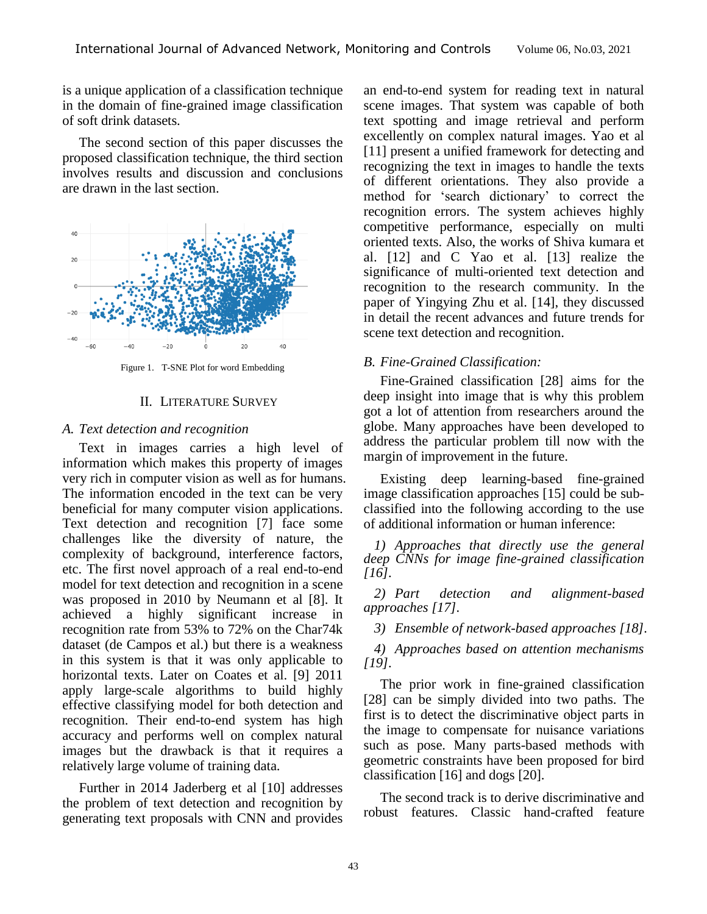is a unique application of a classification technique in the domain of fine-grained image classification of soft drink datasets.

The second section of this paper discusses the proposed classification technique, the third section involves results and discussion and conclusions are drawn in the last section.

Figure 1. T-SNE Plot for word Embedding

## II. LITERATURE SURVEY

### A. Text detection and recognition

Text in images carries a high level of information which makes this property of images very rich in computer vision as well as for humans. The information encoded in the text can be very beneficial for many computer vision applications. Text detection and recognition [7] face some challenges like the diversity of nature, the complexity of background, interference factors, etc. The first novel approach of a real end-to-end model for text detection and recognition in a scene was proposed in 2010 by Neumann et al [8]. It achieved a highly significant increase in recognition rate from 53% to 72% on the Char74k dataset (de Campos et al.) but there is a weakness in this system is that it was only applicable to horizontal texts. Later on Coates et al. [9] 2011 apply large-scale algorithms to build highly effective classifying model for both detection and recognition. Their end-to-end system has high accuracy and performs well on complex natural images but the drawback is that it requires a relatively large volume of training data.

Further in 2014 Jaderberg et al [10] addresses the problem of text detection and recognition by generating text proposals with CNN and provides an end-to-end system for reading text in natural scene images. That system was capable of both text spotting and image retrieval and perform excellently on complex natural images. Yao et al [11] present a unified framework for detecting and recognizing the text in images to handle the texts of different orientations. They also provide a method for 'search dictionary' to correct the recognition errors. The system achieves highly competitive performance, especially on multi oriented texts. Also, the works of Shiva kumara et al. [12] and C Yao et al. [13] realize the significance of multi-oriented text detection and recognition to the research community. In the paper of Yingying Zhu et al. [14], they discussed in detail the recent advances and future trends for scene text detection and recognition.

### B. Fine-Grained Classification:

Fine-Grained classification [28] aims for the deep insight into image that is why this problem got a lot of attention from researchers around the globe. Many approaches have been developed to address the particular problem till now with the margin of improvement in the future.

Existing deep learning-based fine-grained image classification approaches [15] could be sub-classified into the following according to the use of additional information or human inference:

*1) Approaches that directly use the general deep CNNs for image fine-grained classification [16].*

*2) Part detection and alignment-based approaches [17].*

*3) Ensemble of network-based approaches [18].*

*4) Approaches based on attention mechanisms [19].*

The prior work in fine-grained classification [28] can be simply divided into two paths. The first is to detect the discriminative object parts in the image to compensate for nuisance variations such as pose. Many parts-based methods with geometric constraints have been proposed for bird classification [16] and dogs [20].

The second track is to derive discriminative and robust features. Classic hand-crafted feature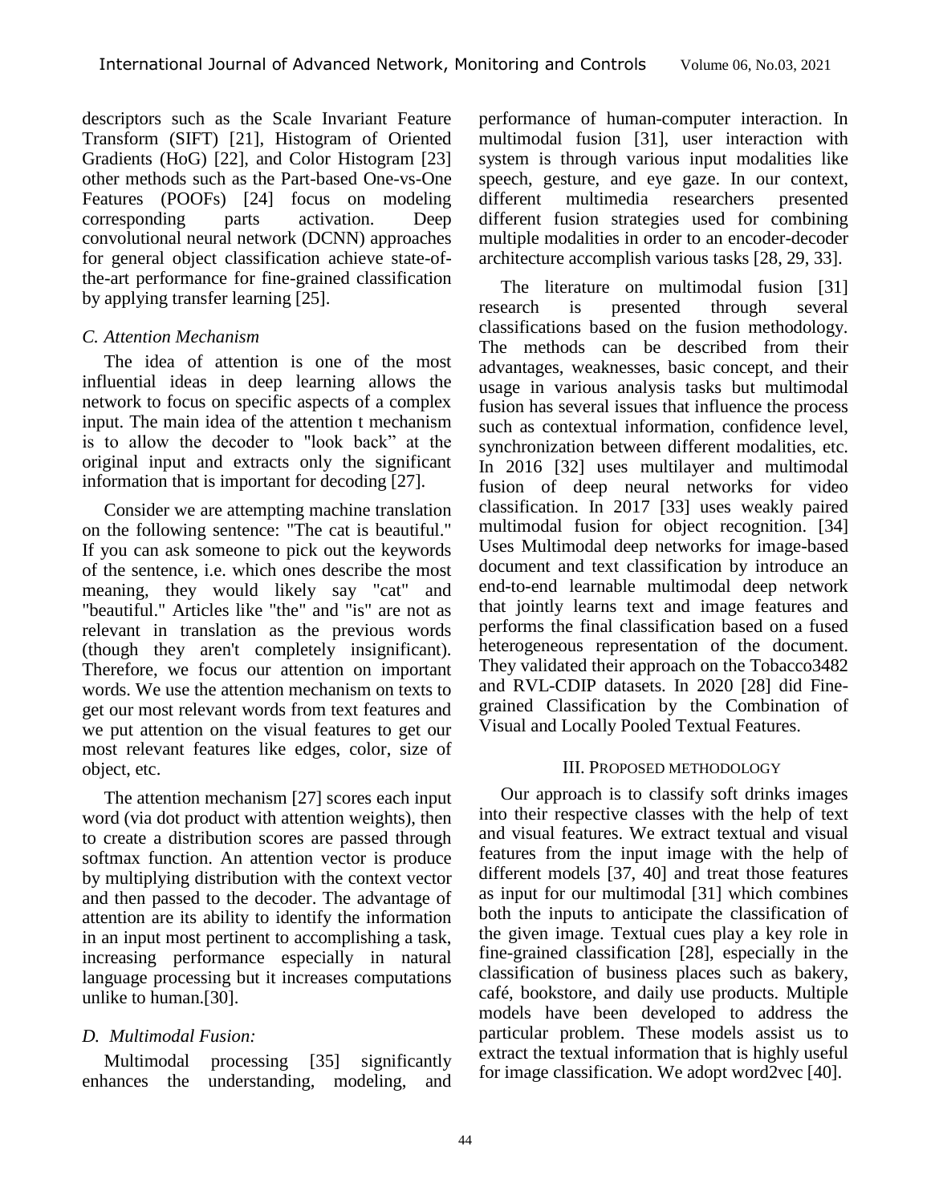descriptors such as the Scale Invariant Feature Transform (SIFT) [21], Histogram of Oriented Gradients (HoG) [22], and Color Histogram [23] other methods such as the Part-based One-vs-One Features (POOFs) [24] focus on modeling corresponding parts activation. Deep convolutional neural network (DCNN) approaches for general object classification achieve state-of-the-art performance for fine-grained classification by applying transfer learning [25].

### *C. Attention Mechanism*

The idea of attention is one of the most influential ideas in deep learning allows the network to focus on specific aspects of a complex input. The main idea of the attention t mechanism is to allow the decoder to "look back" at the original input and extracts only the significant information that is important for decoding [27].

Consider we are attempting machine translation on the following sentence: "The cat is beautiful." If you can ask someone to pick out the keywords of the sentence, i.e. which ones describe the most meaning, they would likely say "cat" and "beautiful." Articles like "the" and "is" are not as relevant in translation as the previous words (though they aren't completely insignificant). Therefore, we focus our attention on important words. We use the attention mechanism on texts to get our most relevant words from text features and we put attention on the visual features to get our most relevant features like edges, color, size of object, etc.

The attention mechanism [27] scores each input word (via dot product with attention weights), then to create a distribution scores are passed through softmax function. An attention vector is produce by multiplying distribution with the context vector and then passed to the decoder. The advantage of attention are its ability to identify the information in an input most pertinent to accomplishing a task, increasing performance especially in natural language processing but it increases computations unlike to human.[30].

### *D. Multimodal Fusion:*

Multimodal processing [35] significantly enhances the understanding, modeling, and performance of human-computer interaction. In multimodal fusion [31], user interaction with system is through various input modalities like speech, gesture, and eye gaze. In our context, different multimedia researchers presented different fusion strategies used for combining multiple modalities in order to an encoder-decoder architecture accomplish various tasks [28, 29, 33].

The literature on multimodal fusion [31] research is presented through several classifications based on the fusion methodology. The methods can be described from their advantages, weaknesses, basic concept, and their usage in various analysis tasks but multimodal fusion has several issues that influence the process such as contextual information, confidence level, synchronization between different modalities, etc. In 2016 [32] uses multilayer and multimodal fusion of deep neural networks for video classification. In 2017 [33] uses weakly paired multimodal fusion for object recognition. [34] Uses Multimodal deep networks for image-based document and text classification by introduce an end-to-end learnable multimodal deep network that jointly learns text and image features and performs the final classification based on a fused heterogeneous representation of the document. They validated their approach on the Tobacco3482 and RVL-CDIP datasets. In 2020 [28] did Fine-grained Classification by the Combination of Visual and Locally Pooled Textual Features.

## III. PROPOSED METHODOLOGY

Our approach is to classify soft drinks images into their respective classes with the help of text and visual features. We extract textual and visual features from the input image with the help of different models [37, 40] and treat those features as input for our multimodal [31] which combines both the inputs to anticipate the classification of the given image. Textual cues play a key role in fine-grained classification [28], especially in the classification of business places such as bakery, café, bookstore, and daily use products. Multiple models have been developed to address the particular problem. These models assist us to extract the textual information that is highly useful for image classification. We adopt word2vec [40].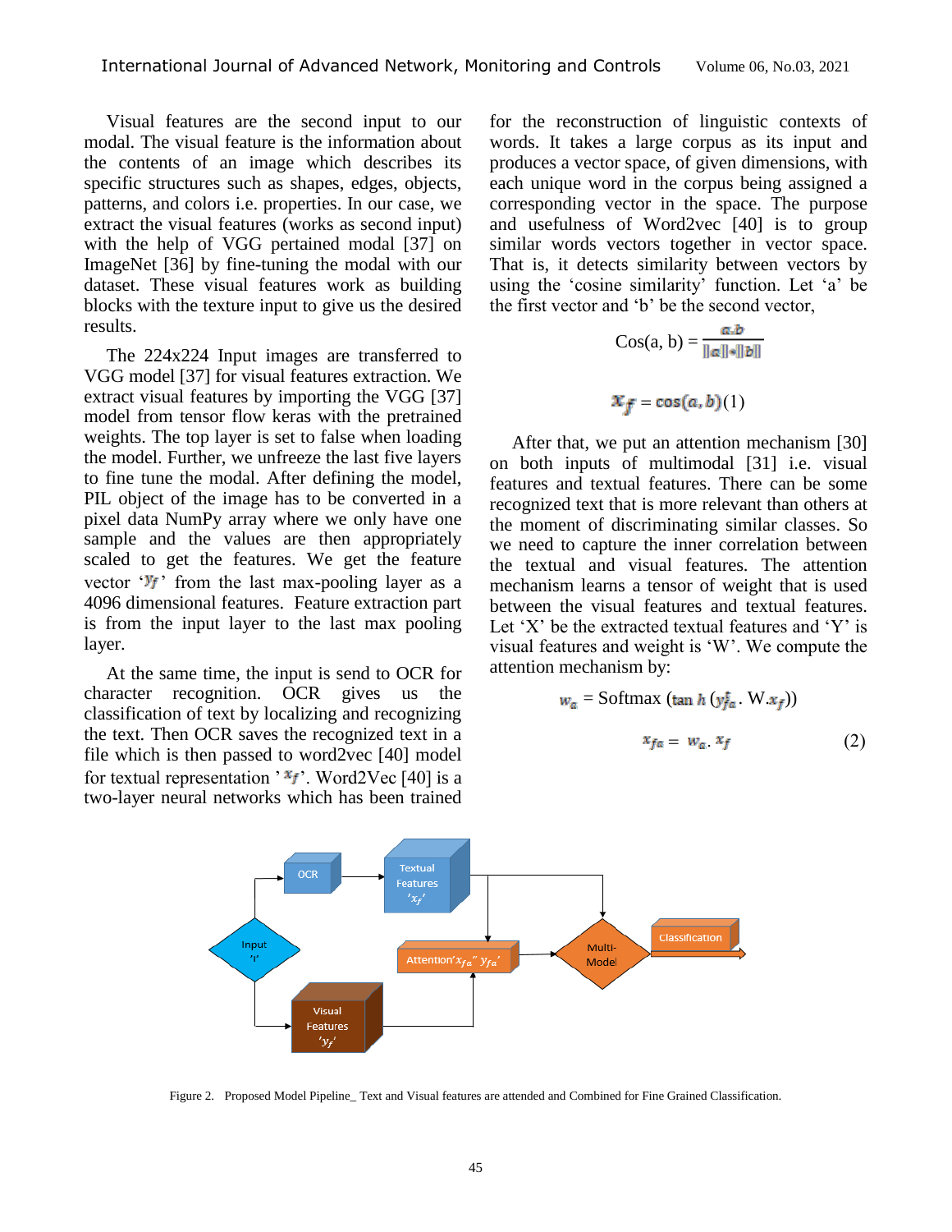Visual features are the second input to our modal. The visual feature is the information about the contents of an image which describes its specific structures such as shapes, edges, objects, patterns, and colors i.e. properties. In our case, we extract the visual features (works as second input) with the help of VGG pertained modal [37] on ImageNet [36] by fine-tuning the modal with our dataset. These visual features work as building blocks with the texture input to give us the desired results.

The 224x224 Input images are transferred to VGG model [37] for visual features extraction. We extract visual features by importing the VGG [37] model from tensor flow keras with the pretrained weights. The top layer is set to false when loading the model. Further, we unfreeze the last five layers to fine tune the modal. After defining the model, PIL object of the image has to be converted in a pixel data NumPy array where we only have one sample and the values are then appropriately scaled to get the features. We get the feature vector '$y_f$' from the last max-pooling layer as a 4096 dimensional features. Feature extraction part is from the input layer to the last max pooling layer.

At the same time, the input is send to OCR for character recognition. OCR gives us the classification of text by localizing and recognizing the text. Then OCR saves the recognized text in a file which is then passed to word2vec [40] model for textual representation '$x_f$'. Word2Vec [40] is a two-layer neural networks which has been trained for the reconstruction of linguistic contexts of words. It takes a large corpus as its input and produces a vector space, of given dimensions, with each unique word in the corpus being assigned a corresponding vector in the space. The purpose and usefulness of Word2vec [40] is to group similar words vectors together in vector space. That is, it detects similarity between vectors by using the 'cosine similarity' function. Let 'a' be the first vector and 'b' be the second vector,

$$\text{Cos}(a, b) = \frac{a.b}{\|a\| * \|b\|}$$

$$x_f = \cos(a, b) \quad (1)$$

After that, we put an attention mechanism [30] on both inputs of multimodal [31] i.e. visual features and textual features. There can be some recognized text that is more relevant than others at the moment of discriminating similar classes. So we need to capture the inner correlation between the textual and visual features. The attention mechanism learns a tensor of weight that is used between the visual features and textual features. Let 'X' be the extracted textual features and 'Y' is visual features and weight is 'W'. We compute the attention mechanism by:

$$w_a = \text{Softmax}\left(\tanh\left(y_{fa}^t . W.x_f\right)\right)$$

$$x_{fa} = w_a . x_f \quad (2)$$

Figure 2. Proposed Model Pipeline_ Text and Visual features are attended and Combined for Fine Grained Classification.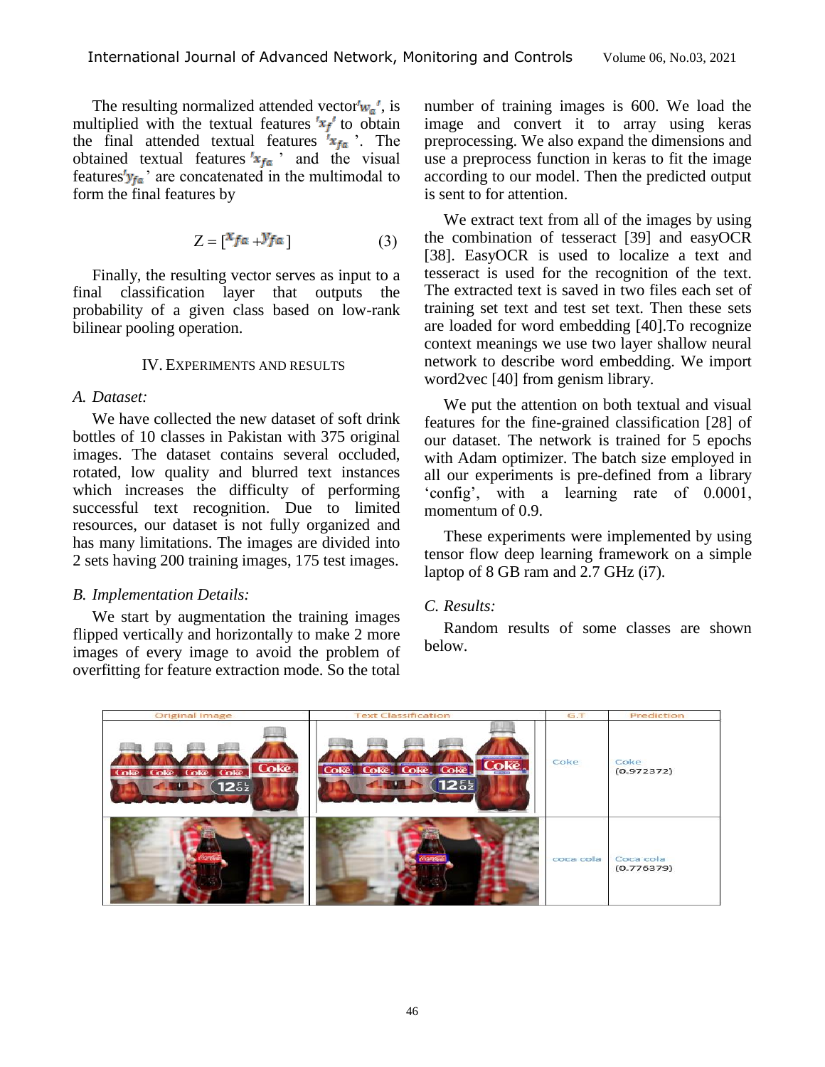The resulting normalized attended vector'$w_a$', is multiplied with the textual features '$x_f$' to obtain the final attended textual features '$x_{fa}$'. The obtained textual features '$x_{fa}$' and the visual features'$y_{fa}$' are concatenated in the multimodal to form the final features by

$$Z = [x_{fa} + y_{fa}] \tag{3}$$

Finally, the resulting vector serves as input to a final classification layer that outputs the probability of a given class based on low-rank bilinear pooling operation.

## IV. Experiments and Results

### A. Dataset:

We have collected the new dataset of soft drink bottles of 10 classes in Pakistan with 375 original images. The dataset contains several occluded, rotated, low quality and blurred text instances which increases the difficulty of performing successful text recognition. Due to limited resources, our dataset is not fully organized and has many limitations. The images are divided into 2 sets having 200 training images, 175 test images.

### B. Implementation Details:

We start by augmentation the training images flipped vertically and horizontally to make 2 more images of every image to avoid the problem of overfitting for feature extraction mode. So the total number of training images is 600. We load the image and convert it to array using keras preprocessing. We also expand the dimensions and use a preprocess function in keras to fit the image according to our model. Then the predicted output is sent to for attention.

We extract text from all of the images by using the combination of tesseract [39] and easyOCR [38]. EasyOCR is used to localize a text and tesseract is used for the recognition of the text. The extracted text is saved in two files each set of training set text and test set text. Then these sets are loaded for word embedding [40].To recognize context meanings we use two layer shallow neural network to describe word embedding. We import word2vec [40] from genism library.

We put the attention on both textual and visual features for the fine-grained classification [28] of our dataset. The network is trained for 5 epochs with Adam optimizer. The batch size employed in all our experiments is pre-defined from a library 'config', with a learning rate of 0.0001, momentum of 0.9.

These experiments were implemented by using tensor flow deep learning framework on a simple laptop of 8 GB ram and 2.7 GHz (i7).

### C. Results:

Random results of some classes are shown below.

| Original Image | Text Classification | G.T | Prediction |
| --- | --- | --- | --- |
| | | Coke | Coke (0.972372) |
| | | coca cola | Coca cola (0.776379) |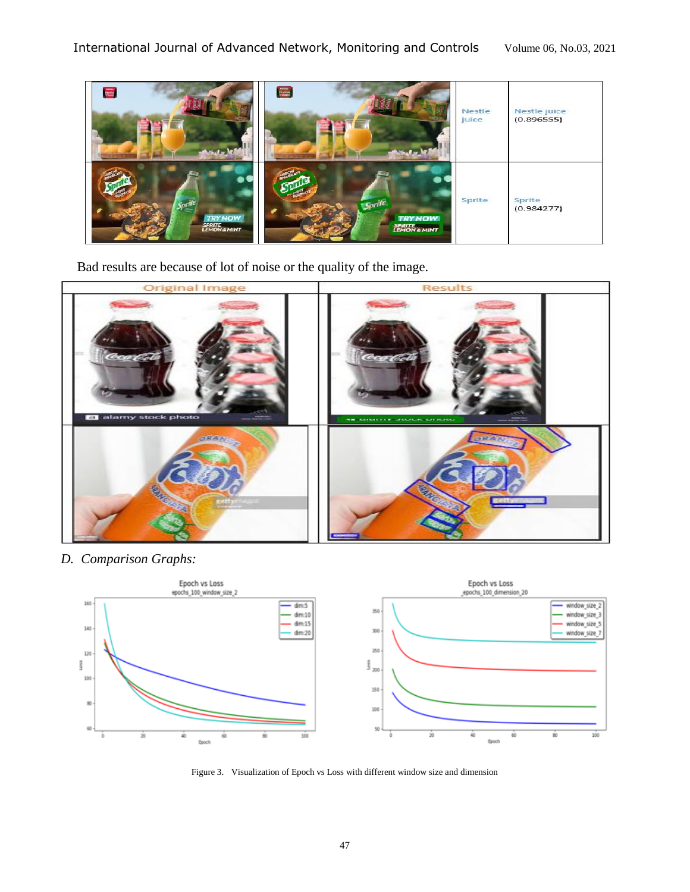| | | Nestle juice | Nestle juice (0.896555) |
|---|---|---|---|
| | | Sprite | Sprite (0.984277) |

Bad results are because of lot of noise or the quality of the image.

| Original Image | Results |
|---|---|
| | |
| | |

*D. Comparison Graphs:*

Figure 3. Visualization of Epoch vs Loss with different window size and dimension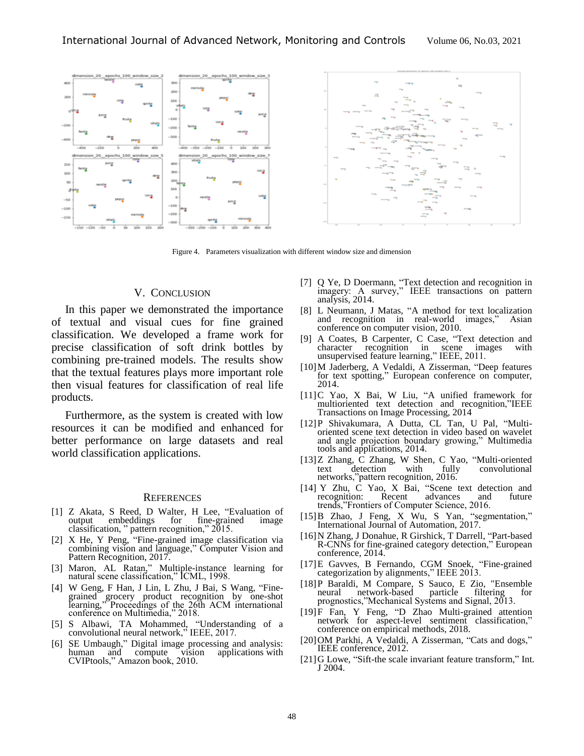Figure 4. Parameters visualization with different window size and dimension

## V. CONCLUSION

In this paper we demonstrated the importance of textual and visual cues for fine grained classification. We developed a frame work for precise classification of soft drink bottles by combining pre-trained models. The results show that the textual features plays more important role then visual features for classification of real life products.

Furthermore, as the system is created with low resources it can be modified and enhanced for better performance on large datasets and real world classification applications.

## REFERENCES

[1] Z Akata, S Reed, D Walter, H Lee, "Evaluation of output embeddings for fine-grained image classification, " pattern recognition," 2015.

[2] X He, Y Peng, "Fine-grained image classification via combining vision and language," Computer Vision and Pattern Recognition, 2017.

[3] Maron, AL Ratan," Multiple-instance learning for natural scene classification," ICML, 1998.

[4] W Geng, F Han, J Lin, L Zhu, J Bai, S Wang, "Fine-grained grocery product recognition by one-shot learning," Proceedings of the 26th ACM international conference on Multimedia," 2018.

[5] S Albawi, TA Mohammed, "Understanding of a convolutional neural network," IEEE, 2017.

[6] SE Umbaugh," Digital image processing and analysis: human and compute vision applications with CVIPtools," Amazon book, 2010.

[7] Q Ye, D Doermann, "Text detection and recognition in imagery: A survey," IEEE transactions on pattern analysis, 2014.

[8] L Neumann, J Matas, "A method for text localization and recognition in real-world images," Asian conference on computer vision, 2010.

[9] A Coates, B Carpenter, C Case, "Text detection and character recognition in scene images with unsupervised feature learning," IEEE, 2011.

[10] M Jaderberg, A Vedaldi, A Zisserman, "Deep features for text spotting," European conference on computer, 2014.

[11] C Yao, X Bai, W Liu, "A unified framework for multioriented text detection and recognition,"IEEE Transactions on Image Processing, 2014

[12] P Shivakumara, A Dutta, CL Tan, U Pal, "Multi-oriented scene text detection in video based on wavelet and angle projection boundary growing," Multimedia tools and applications, 2014.

[13] Z Zhang, C Zhang, W Shen, C Yao, "Multi-oriented text detection with fully convolutional networks,"pattern recognition, 2016.

[14] Y Zhu, C Yao, X Bai, "Scene text detection and recognition: Recent advances and future trends,"Frontiers of Computer Science, 2016.

[15] B Zhao, J Feng, X Wu, S Yan, "segmentation," International Journal of Automation, 2017.

[16] N Zhang, J Donahue, R Girshick, T Darrell, "Part-based R-CNNs for fine-grained category detection," European conference, 2014.

[17] E Gavves, B Fernando, CGM Snoek, "Fine-grained categorization by alignments," IEEE 2013.

[18] P Baraldi, M Compare, S Sauco, E Zio, "Ensemble neural network-based particle filtering for prognostics,"Mechanical Systems and Signal, 2013.

[19] F Fan, Y Feng, "D Zhao Multi-grained attention network for aspect-level sentiment classification," conference on empirical methods, 2018.

[20] OM Parkhi, A Vedaldi, A Zisserman, "Cats and dogs," IEEE conference, 2012.

[21] G Lowe, "Sift-the scale invariant feature transform," Int. J 2004.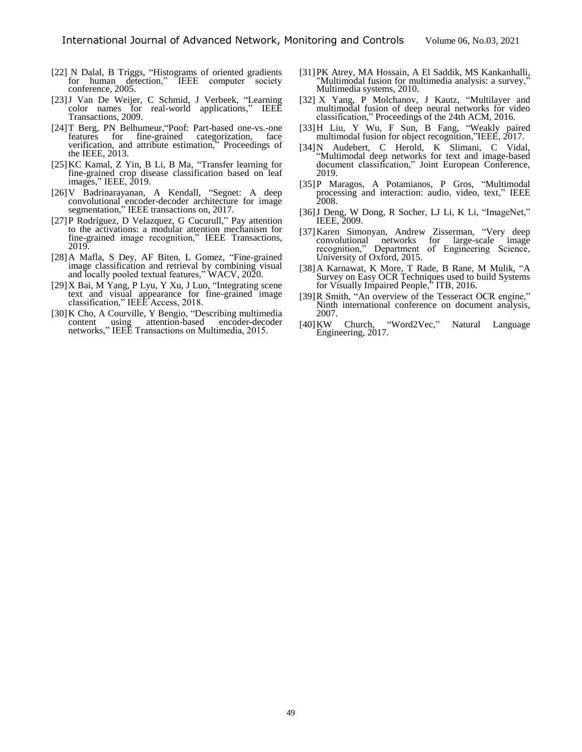[22] N Dalal, B Triggs, "Histograms of oriented gradients for human detection," IEEE computer society conference, 2005.

[23] J Van De Weijer, C Schmid, J Verbeek, "Learning color names for real-world applications," IEEE Transactions, 2009.

[24] T Berg, PN Belhumeur,"Poof: Part-based one-vs.-one features for fine-grained categorization, face verification, and attribute estimation," Proceedings of the IEEE, 2013.

[25] KC Kamal, Z Yin, B Li, B Ma, "Transfer learning for fine-grained crop disease classification based on leaf images," IEEE, 2019.

[26] V Badrinarayanan, A Kendall, "Segnet: A deep convolutional encoder-decoder architecture for image segmentation," IEEE transactions on, 2017.

[27] P Rodríguez, D Velazquez, G Cucurull," Pay attention to the activations: a modular attention mechanism for fine-grained image recognition," IEEE Transactions, 2019.

[28] A Mafla, S Dey, AF Biten, L Gomez, "Fine-grained image classification and retrieval by combining visual and locally pooled textual features," WACV, 2020.

[29] X Bai, M Yang, P Lyu, Y Xu, J Luo, "Integrating scene text and visual appearance for fine-grained image classification," IEEE Access, 2018.

[30] K Cho, A Courville, Y Bengio, "Describing multimedia content using attention-based encoder-decoder networks," IEEE Transactions on Multimedia, 2015.

[31] PK Atrey, MA Hossain, A El Saddik, MS Kankanhalli, "Multimodal fusion for multimedia analysis: a survey," Multimedia systems, 2010.

[32] X Yang, P Molchanov, J Kautz, "Multilayer and multimodal fusion of deep neural networks for video classification," Proceedings of the 24th ACM, 2016.

[33] H Liu, Y Wu, F Sun, B Fang, "Weakly paired multimodal fusion for object recognition,"IEEE, 2017.

[34] N Audebert, C Herold, K Slimani, C Vidal, "Multimodal deep networks for text and image-based document classification," Joint European Conference, 2019.

[35] P Maragos, A Potamianos, P Gros, "Multimodal processing and interaction: audio, video, text," IEEE 2008.

[36] J Deng, W Dong, R Socher, LJ Li, K Li, "ImageNet," IEEE, 2009.

[37] Karen Simonyan, Andrew Zisserman, "Very deep convolutional networks for large-scale image recognition," Department of Engineering Science, University of Oxford, 2015.

[38] A Karnawat, K More, T Rade, B Rane, M Mulik, "A Survey on Easy OCR Techniques used to build Systems for Visually Impaired People," ITB, 2016.

[39] R Smith, "An overview of the Tesseract OCR engine," Ninth international conference on document analysis, 2007.

[40] KW Church, "Word2Vec," Natural Language Engineering, 2017.